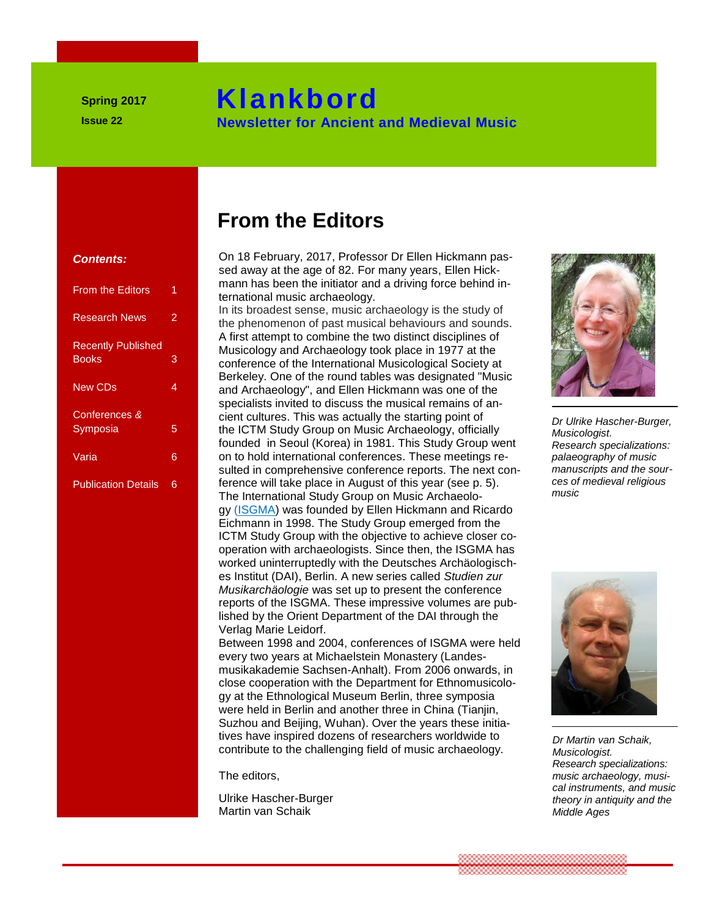Spring 2017

Issue 22

# Klankbord

**Newsletter for Ancient and Medieval Music**

*Contents:*

- From the Editors 1
- Research News 2
- Recently Published Books 3
- New CDs 4
- Conferences & Symposia 5
- Varia 6
- Publication Details 6

## From the Editors

On 18 February, 2017, Professor Dr Ellen Hickmann passed away at the age of 82. For many years, Ellen Hickmann has been the initiator and a driving force behind international music archaeology.

In its broadest sense, music archaeology is the study of the phenomenon of past musical behaviours and sounds. A first attempt to combine the two distinct disciplines of Musicology and Archaeology took place in 1977 at the conference of the International Musicological Society at Berkeley. One of the round tables was designated "Music and Archaeology", and Ellen Hickmann was one of the specialists invited to discuss the musical remains of ancient cultures. This was actually the starting point of the ICTM Study Group on Music Archaeology, officially founded in Seoul (Korea) in 1981. This Study Group went on to hold international conferences. These meetings resulted in comprehensive conference reports. The next conference will take place in August of this year (see p. 5). The International Study Group on Music Archaeology (ISGMA) was founded by Ellen Hickmann and Ricardo Eichmann in 1998. The Study Group emerged from the ICTM Study Group with the objective to achieve closer cooperation with archaeologists. Since then, the ISGMA has worked uninterruptedly with the Deutsches Archäologisches Institut (DAI), Berlin. A new series called *Studien zur Musikarchäologie* was set up to present the conference reports of the ISGMA. These impressive volumes are published by the Orient Department of the DAI through the Verlag Marie Leidorf.

Between 1998 and 2004, conferences of ISGMA were held every two years at Michaelstein Monastery (Landesmusikakademie Sachsen-Anhalt). From 2006 onwards, in close cooperation with the Department for Ethnomusicology at the Ethnological Museum Berlin, three symposia were held in Berlin and another three in China (Tianjin, Suzhou and Beijing, Wuhan). Over the years these initiatives have inspired dozens of researchers worldwide to contribute to the challenging field of music archaeology.

The editors,

Ulrike Hascher-Burger
Martin van Schaik

*Dr Ulrike Hascher-Burger, Musicologist.*
*Research specializations: palaeography of music manuscripts and the sources of medieval religious music*

*Dr Martin van Schaik, Musicologist.*
*Research specializations: music archaeology, musical instruments, and music theory in antiquity and the Middle Ages*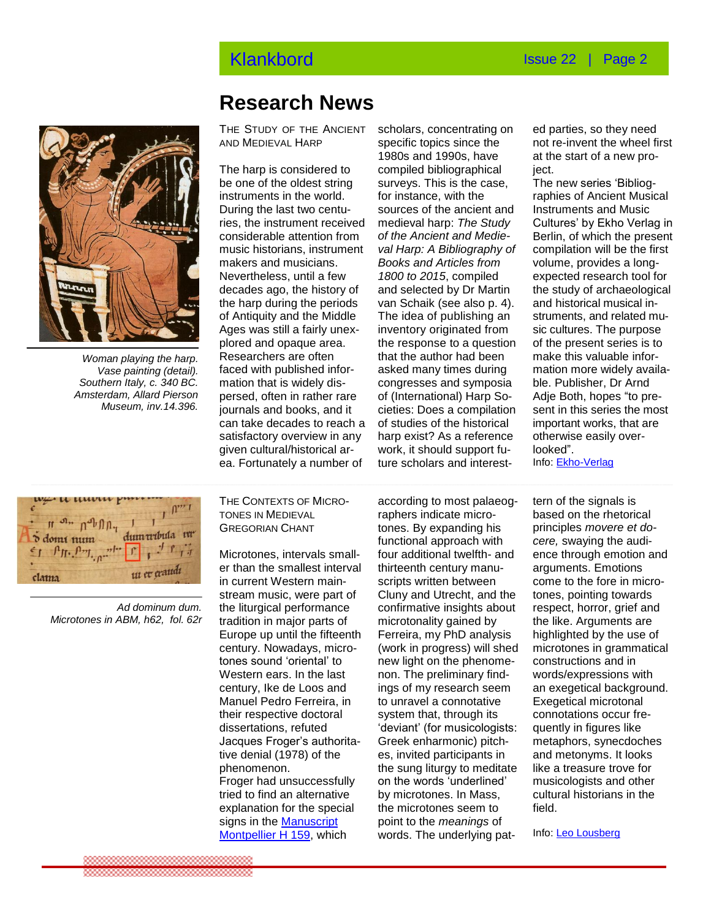# Research News

### The Study of the Ancient and Medieval Harp

*Woman playing the harp. Vase painting (detail). Southern Italy, c. 340 BC. Amsterdam, Allard Pierson Museum, inv.14.396.*

The harp is considered to be one of the oldest string instruments in the world. During the last two centuries, the instrument received considerable attention from music historians, instrument makers and musicians. Nevertheless, until a few decades ago, the history of the harp during the periods of Antiquity and the Middle Ages was still a fairly unexplored and opaque area. Researchers are often faced with published information that is widely dispersed, often in rather rare journals and books, and it can take decades to reach a satisfactory overview in any given cultural/historical area. Fortunately a number of scholars, concentrating on specific topics since the 1980s and 1990s, have compiled bibliographical surveys. This is the case, for instance, with the sources of the ancient and medieval harp: *The Study of the Ancient and Medieval Harp: A Bibliography of Books and Articles from 1800 to 2015*, compiled and selected by Dr Martin van Schaik (see also p. 4). The idea of publishing an inventory originated from the response to a question that the author had been asked many times during congresses and symposia of (International) Harp Societies: Does a compilation of studies of the historical harp exist? As a reference work, it should support future scholars and interested parties, so they need not re-invent the wheel first at the start of a new project.

The new series 'Bibliographies of Ancient Musical Instruments and Music Cultures' by Ekho Verlag in Berlin, of which the present compilation will be the first volume, provides a long-expected research tool for the study of archaeological and historical musical instruments, and related music cultures. The purpose of the present series is to make this valuable information more widely available. Publisher, Dr Arnd Adje Both, hopes "to present in this series the most important works, that are otherwise easily overlooked".

Info: Ekho-Verlag

### The Contexts of Microtones in Medieval Gregorian Chant

*Ad dominum dum. Microtones in ABM, h62, fol. 62r*

Microtones, intervals smaller than the smallest interval in current Western mainstream music, were part of the liturgical performance tradition in major parts of Europe up until the fifteenth century. Nowadays, microtones sound 'oriental' to Western ears. In the last century, Ike de Loos and Manuel Pedro Ferreira, in their respective doctoral dissertations, refuted Jacques Froger's authoritative denial (1978) of the phenomenon.

Froger had unsuccessfully tried to find an alternative explanation for the special signs in the Manuscript Montpellier H 159, which according to most palaeographers indicate microtones. By expanding his functional approach with four additional twelfth- and thirteenth century manuscripts written between Cluny and Utrecht, and the confirmative insights about microtonality gained by Ferreira, my PhD analysis (work in progress) will shed new light on the phenomenon. The preliminary findings of my research seem to unravel a connotative system that, through its 'deviant' (for musicologists: Greek enharmonic) pitches, invited participants in the sung liturgy to meditate on the words 'underlined' by microtones. In Mass, the microtones seem to point to the *meanings* of words. The underlying pattern of the signals is based on the rhetorical principles *movere et docere,* swaying the audience through emotion and arguments. Emotions come to the fore in microtones, pointing towards respect, horror, grief and the like. Arguments are highlighted by the use of microtones in grammatical constructions and in words/expressions with an exegetical background. Exegetical microtonal connotations occur frequently in figures like metaphors, synecdoches and metonyms. It looks like a treasure trove for musicologists and other cultural historians in the field.

Info: Leo Lousberg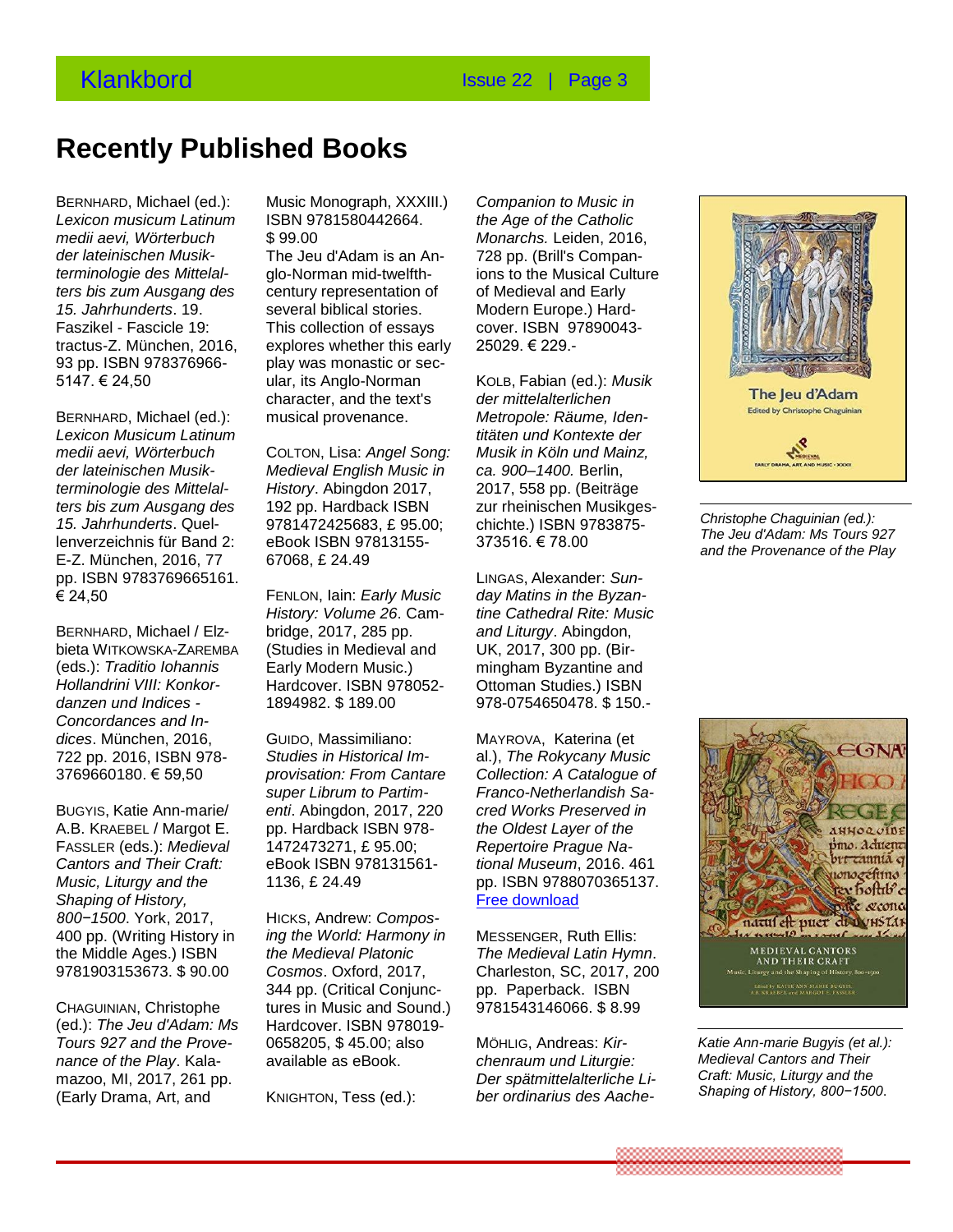# Recently Published Books

BERNHARD, Michael (ed.): *Lexicon musicum Latinum medii aevi, Wörterbuch der lateinischen Musikterminologie des Mittelalters bis zum Ausgang des 15. Jahrhunderts*. 19. Faszikel - Fascicle 19: tractus-Z. München, 2016, 93 pp. ISBN 978376966-5147. € 24,50

BERNHARD, Michael (ed.): *Lexicon Musicum Latinum medii aevi, Wörterbuch der lateinischen Musikterminologie des Mittelalters bis zum Ausgang des 15. Jahrhunderts*. Quellenverzeichnis für Band 2: E-Z. München, 2016, 77 pp. ISBN 9783769665161. € 24,50

BERNHARD, Michael / Elzbieta WITKOWSKA-ZAREMBA (eds.): *Traditio Iohannis Hollandrini VIII: Konkordanzen und Indices - Concordances and Indices*. München, 2016, 722 pp. 2016, ISBN 978-3769660180. € 59,50

BUGYIS, Katie Ann-marie/ A.B. KRAEBEL / Margot E. FASSLER (eds.): *Medieval Cantors and Their Craft: Music, Liturgy and the Shaping of History, 800−1500*. York, 2017, 400 pp. (Writing History in the Middle Ages.) ISBN 9781903153673. $ 90.00

CHAGUINIAN, Christophe (ed.): *The Jeu d'Adam: Ms Tours 927 and the Provenance of the Play*. Kalamazoo, MI, 2017, 261 pp. (Early Drama, Art, and Music Monograph, XXXIII.) ISBN 9781580442664. $ 99.00
The Jeu d'Adam is an Anglo-Norman mid-twelfth-century representation of several biblical stories. This collection of essays explores whether this early play was monastic or secular, its Anglo-Norman character, and the text's musical provenance.

COLTON, Lisa: *Angel Song: Medieval English Music in History*. Abingdon 2017, 192 pp. Hardback ISBN 9781472425683, £ 95.00; eBook ISBN 97813155-67068, £ 24.49

FENLON, Iain: *Early Music History: Volume 26*. Cambridge, 2017, 285 pp. (Studies in Medieval and Early Modern Music.) Hardcover. ISBN 978052-1894982. $ 189.00

GUIDO, Massimiliano: *Studies in Historical Improvisation: From Cantare super Librum to Partimenti*. Abingdon, 2017, 220 pp. Hardback ISBN 978-1472473271, £ 95.00; eBook ISBN 978131561-1136, £ 24.49

HICKS, Andrew: *Composing the World: Harmony in the Medieval Platonic Cosmos*. Oxford, 2017, 344 pp. (Critical Conjunctures in Music and Sound.) Hardcover. ISBN 978019-0658205, $ 45.00; also available as eBook.

KNIGHTON, Tess (ed.): *Companion to Music in the Age of the Catholic Monarchs.* Leiden, 2016, 728 pp. (Brill's Companions to the Musical Culture of Medieval and Early Modern Europe.) Hardcover. ISBN 97890043-25029. € 229.-

KOLB, Fabian (ed.): *Musik der mittelalterlichen Metropole: Räume, Identitäten und Kontexte der Musik in Köln und Mainz, ca. 900–1400.* Berlin, 2017, 558 pp. (Beiträge zur rheinischen Musikgeschichte.) ISBN 9783875-373516. € 78.00

LINGAS, Alexander: *Sunday Matins in the Byzantine Cathedral Rite: Music and Liturgy*. Abingdon, UK, 2017, 300 pp. (Birmingham Byzantine and Ottoman Studies.) ISBN 978-0754650478. $ 150.-

MAYROVA, Katerina (et al.), *The Rokycany Music Collection: A Catalogue of Franco-Netherlandish Sacred Works Preserved in the Oldest Layer of the Repertoire Prague National Museum*, 2016. 461 pp. ISBN 9788070365137. Free download

MESSENGER, Ruth Ellis: *The Medieval Latin Hymn*. Charleston, SC, 2017, 200 pp. Paperback. ISBN 9781543146066. $ 8.99

MÖHLIG, Andreas: *Kirchenraum und Liturgie: Der spätmittelalterliche Liber ordinarius des Aache-*

Christophe Chaguinian (ed.): The Jeu d'Adam: Ms Tours 927 and the Provenance of the Play

Katie Ann-marie Bugyis (et al.): Medieval Cantors and Their Craft: Music, Liturgy and the Shaping of History, 800−1500.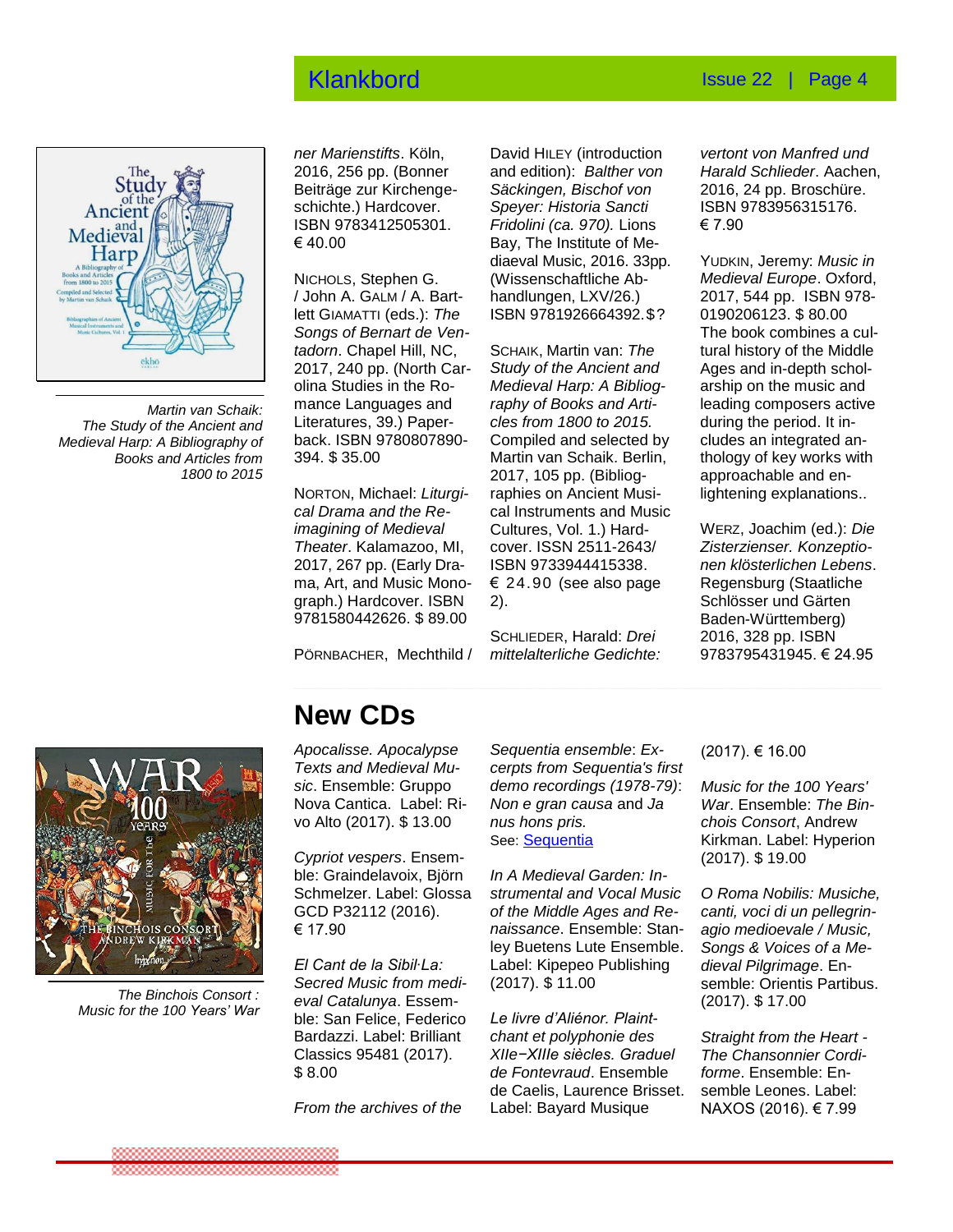*ner Marienstifts*. Köln, 2016, 256 pp. (Bonner Beiträge zur Kirchengeschichte.) Hardcover. ISBN 9783412505301. € 40.00

NICHOLS, Stephen G. / John A. GALM / A. Bartlett GIAMATTI (eds.): *The Songs of Bernart de Ventadorn*. Chapel Hill, NC, 2017, 240 pp. (North Carolina Studies in the Romance Languages and Literatures, 39.) Paperback. ISBN 9780807890394. $ 35.00

NORTON, Michael: *Liturgical Drama and the Reimagining of Medieval Theater*. Kalamazoo, MI, 2017, 267 pp. (Early Drama, Art, and Music Monograph.) Hardcover. ISBN 9781580442626. $ 89.00

PÖRNBACHER, Mechthild / David HILEY (introduction and edition): *Balther von Säckingen, Bischof von Speyer: Historia Sancti Fridolini (ca. 970).* Lions Bay, The Institute of Mediaeval Music, 2016. 33pp. (Wissenschaftliche Abhandlungen, LXV/26.) ISBN 9781926664392. $?

SCHAIK, Martin van: *The Study of the Ancient and Medieval Harp: A Bibliography of Books and Articles from 1800 to 2015.* Compiled and selected by Martin van Schaik. Berlin, 2017, 105 pp. (Bibliographies on Ancient Musical Instruments and Music Cultures, Vol. 1.) Hardcover. ISSN 2511-2643/ ISBN 9733944415338. € 24.90 (see also page 2).

*Martin van Schaik: The Study of the Ancient and Medieval Harp: A Bibliography of Books and Articles from 1800 to 2015*

SCHLIEDER, Harald: *Drei mittelalterliche Gedichte: vertont von Manfred und Harald Schlieder*. Aachen, 2016, 24 pp. Broschüre. ISBN 9783956315176. € 7.90

YUDKIN, Jeremy: *Music in Medieval Europe*. Oxford, 2017, 544 pp. ISBN 978-0190206123. $ 80.00 The book combines a cultural history of the Middle Ages and in-depth scholarship on the music and leading composers active during the period. It includes an integrated anthology of key works with approachable and enlightening explanations..

WERZ, Joachim (ed.): *Die Zisterzienser. Konzeptionen klösterlichen Lebens*. Regensburg (Staatliche Schlösser und Gärten Baden-Württemberg) 2016, 328 pp. ISBN 9783795431945. € 24.95

## New CDs

*Apocalisse. Apocalypse Texts and Medieval Music*. Ensemble: Gruppo Nova Cantica. Label: Rivo Alto (2017). $ 13.00

*Cypriot vespers*. Ensemble: Graindelavoix, Björn Schmelzer. Label: Glossa GCD P32112 (2016). € 17.90

*El Cant de la Sibil·La: Secred Music from medieval Catalunya*. Ensemble: San Felice, Federico Bardazzi. Label: Brilliant Classics 95481 (2017). $ 8.00

*From the archives of the Sequentia ensemble*: *Excerpts from Sequentia's first demo recordings (1978-79)*: *Non e gran causa* and *Ja nus hons pris.*
See: [Sequentia]

*In A Medieval Garden: Instrumental and Vocal Music of the Middle Ages and Renaissance*. Ensemble: Stanley Buetens Lute Ensemble. Label: Kipepeo Publishing (2017). $ 11.00

*Le livre d'Aliénor. Plaintchant et polyphonie des XIIe−XIIIe siècles. Graduel de Fontevraud*. Ensemble de Caelis, Laurence Brisset. Label: Bayard Musique (2017). € 16.00

*Music for the 100 Years' War*. Ensemble: *The Binchois Consort*, Andrew Kirkman. Label: Hyperion (2017). $ 19.00

*The Binchois Consort : Music for the 100 Years' War*

*O Roma Nobilis: Musiche, canti, voci di un pellegrinagio medioevale / Music, Songs & Voices of a Medieval Pilgrimage*. Ensemble: Orientis Partibus. (2017). $ 17.00

*Straight from the Heart - The Chansonnier Cordiforme*. Ensemble: Ensemble Leones. Label: NAXOS (2016). € 7.99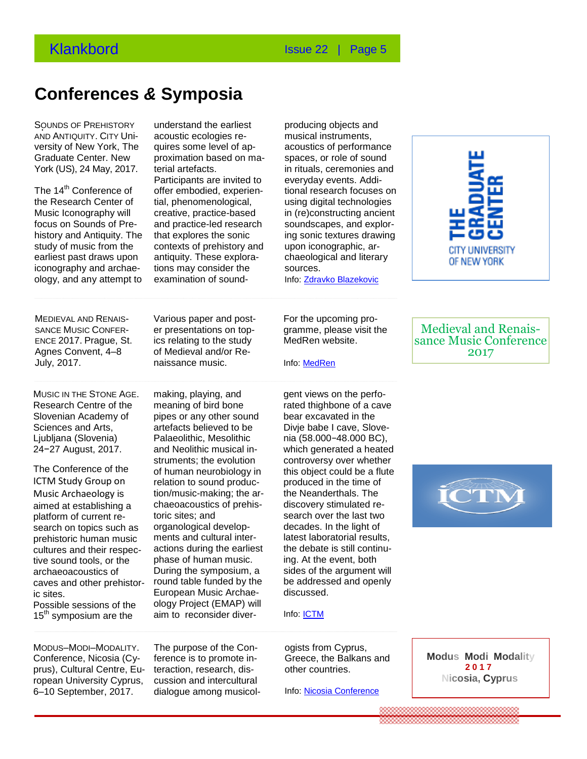# Conferences & Symposia

SOUNDS OF PREHISTORY AND ANTIQUITY. City University of New York, The Graduate Center. New York (US), 24 May, 2017.

The 14th Conference of the Research Center of Music Iconography will focus on Sounds of Prehistory and Antiquity. The study of music from the earliest past draws upon iconography and archaeology, and any attempt to understand the earliest acoustic ecologies requires some level of approximation based on material artefacts. Participants are invited to offer embodied, experiential, phenomenological, creative, practice-based and practice-led research that explores the sonic contexts of prehistory and antiquity. These explorations may consider the examination of sound-producing objects and musical instruments, acoustics of performance spaces, or role of sound in rituals, ceremonies and everyday events. Additional research focuses on using digital technologies in (re)constructing ancient soundscapes, and exploring sonic textures drawing upon iconographic, archaeological and literary sources.

Info: [Zdravko Blazekovic]

THE GRADUATE CENTER
CITY UNIVERSITY OF NEW YORK

---

MEDIEVAL AND RENAISSANCE MUSIC CONFERENCE 2017. Prague, St. Agnes Convent, 4–8 July, 2017.

Various paper and poster presentations on topics relating to the study of Medieval and/or Renaissance music.

For the upcoming programme, please visit the MedRen website.

Info: [MedRen]

Medieval and Renaissance Music Conference 2017

---

MUSIC IN THE STONE AGE. Research Centre of the Slovenian Academy of Sciences and Arts, Ljubljana (Slovenia) 24−27 August, 2017.

The Conference of the ICTM Study Group on Music Archaeology is aimed at establishing a platform of current research on topics such as prehistoric human music cultures and their respective sound tools, or the archaeoacoustics of caves and other prehistoric sites.

Possible sessions of the 15th symposium are the making, playing, and meaning of bird bone pipes or any other sound artefacts believed to be Palaeolithic, Mesolithic and Neolithic musical instruments; the evolution of human neurobiology in relation to sound production/music-making; the archaeoacoustics of prehistoric sites; and organological developments and cultural interactions during the earliest phase of human music. During the symposium, a round table funded by the European Music Archaeology Project (EMAP) will aim to reconsider divergent views on the perforated thighbone of a cave bear excavated in the Divje babe I cave, Slovenia (58.000−48.000 BC), which generated a heated controversy over whether this object could be a flute produced in the time of the Neanderthals. The discovery stimulated research over the last two decades. In the light of latest laboratorial results, the debate is still continuing. At the event, both sides of the argument will be addressed and openly discussed.

Info: [ICTM]

ICTM

---

MODUS–MODI–MODALITY. Conference, Nicosia (Cyprus), Cultural Centre, European University Cyprus, 6–10 September, 2017.

The purpose of the Conference is to promote interaction, research, discussion and intercultural dialogue among musicologists from Cyprus, Greece, the Balkans and other countries.

Info: [Nicosia Conference]

Modus Modi Modality
2017
Nicosia, Cyprus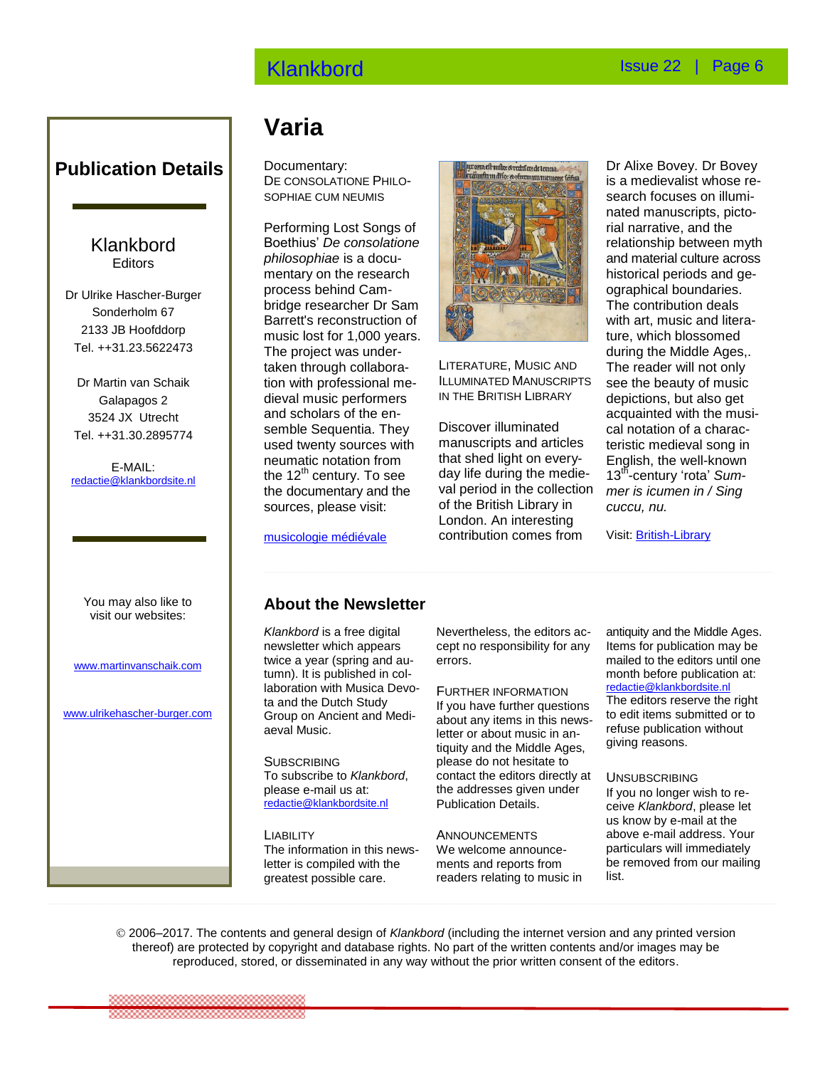## Publication Details

Klankbord
Editors

Dr Ulrike Hascher-Burger
Sonderholm 67
2133 JB Hoofddorp
Tel. ++31.23.5622473

Dr Martin van Schaik
Galapagos 2
3524 JX Utrecht
Tel. ++31.30.2895774

E-MAIL:
redactie@klankbordsite.nl

You may also like to visit our websites:

www.martinvanschaik.com

www.ulrikehascher-burger.com

# Varia

Documentary:
DE CONSOLATIONE PHILOSOPHIAE CUM NEUMIS

Performing Lost Songs of Boethius' *De consolatione philosophiae* is a documentary on the research process behind Cambridge researcher Dr Sam Barrett's reconstruction of music lost for 1,000 years. The project was undertaken through collaboration with professional medieval music performers and scholars of the ensemble Sequentia. They used twenty sources with neumatic notation from the 12th century. To see the documentary and the sources, please visit:

musicologie médiévale

LITERATURE, MUSIC AND ILLUMINATED MANUSCRIPTS IN THE BRITISH LIBRARY

Discover illuminated manuscripts and articles that shed light on everyday life during the medieval period in the collection of the British Library in London. An interesting contribution comes from Dr Alixe Bovey. Dr Bovey is a medievalist whose research focuses on illuminated manuscripts, pictorial narrative, and the relationship between myth and material culture across historical periods and geographical boundaries. The contribution deals with art, music and literature, which blossomed during the Middle Ages,. The reader will not only see the beauty of music depictions, but also get acquainted with the musical notation of a characteristic medieval song in English, the well-known 13th-century 'rota' *Summer is icumen in / Sing cuccu, nu.*

Visit: British-Library

## About the Newsletter

*Klankbord* is a free digital newsletter which appears twice a year (spring and autumn). It is published in collaboration with Musica Devota and the Dutch Study Group on Ancient and Mediaeval Music.

SUBSCRIBING
To subscribe to *Klankbord*, please e-mail us at:
redactie@klankbordsite.nl

LIABILITY
The information in this newsletter is compiled with the greatest possible care. Nevertheless, the editors accept no responsibility for any errors.

FURTHER INFORMATION
If you have further questions about any items in this newsletter or about music in antiquity and the Middle Ages, please do not hesitate to contact the editors directly at the addresses given under Publication Details.

ANNOUNCEMENTS
We welcome announcements and reports from readers relating to music in antiquity and the Middle Ages. Items for publication may be mailed to the editors until one month before publication at:
redactie@klankbordsite.nl
The editors reserve the right to edit items submitted or to refuse publication without giving reasons.

UNSUBSCRIBING
If you no longer wish to receive *Klankbord*, please let us know by e-mail at the above e-mail address. Your particulars will immediately be removed from our mailing list.

© 2006–2017. The contents and general design of *Klankbord* (including the internet version and any printed version thereof) are protected by copyright and database rights. No part of the written contents and/or images may be reproduced, stored, or disseminated in any way without the prior written consent of the editors.